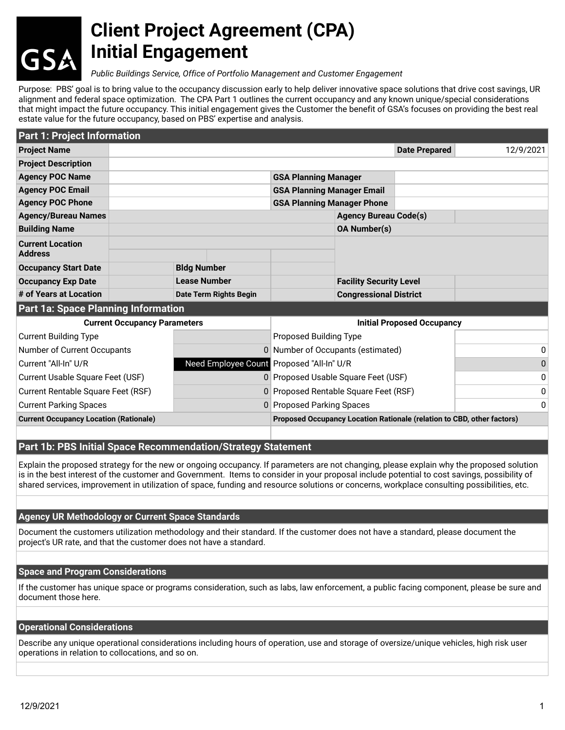# Client Project Agreement (CPA) Initial Engagement

*Public Buildings Service, Office of Portfolio Management and Customer Engagement*

Purpose: PBS' goal is to bring value to the occupancy discussion early to help deliver innovative space solutions that drive cost savings, UR alignment and federal space optimization. The CPA Part 1 outlines the current occupancy and any known unique/special considerations that might impact the future occupancy. This initial engagement gives the Customer the benefit of GSA's focuses on providing the best real estate value for the future occupancy, based on PBS' expertise and analysis.

## Part 1: Project Information

| | | | |
|---|---|---|---|
| **Project Name** | | **Date Prepared** | 12/9/2021 |
| **Project Description** | | | |
| **Agency POC Name** | | **GSA Planning Manager** | |
| **Agency POC Email** | | **GSA Planning Manager Email** | |
| **Agency POC Phone** | | **GSA Planning Manager Phone** | |
| **Agency/Bureau Names** | | **Agency Bureau Code(s)** | |
| **Building Name** | | **OA Number(s)** | |
| **Current Location Address** | | | |
| **Occupancy Start Date** | | **Bldg Number** | |
| **Occupancy Exp Date** | | **Lease Number** | |
| **# of Years at Location** | | **Date Term Rights Begin** | |
| **Facility Security Level** | | **Congressional District** | |

## Part 1a: Space Planning Information

| **Current Occupancy Parameters** | | **Initial Proposed Occupancy** | |
|---|---|---|---|
| Current Building Type | | Proposed Building Type | |
| Number of Current Occupants | 0 | Number of Occupants (estimated) | 0 |
| Current "All-In" U/R | Need Employee Count | Proposed "All-In" U/R | 0 |
| Current Usable Square Feet (USF) | 0 | Proposed Usable Square Feet (USF) | 0 |
| Current Rentable Square Feet (RSF) | 0 | Proposed Rentable Square Feet (RSF) | 0 |
| Current Parking Spaces | 0 | Proposed Parking Spaces | 0 |
| **Current Occupancy Location (Rationale)** | | **Proposed Occupancy Location Rationale (relation to CBD, other factors)** | |

## Part 1b: PBS Initial Space Recommendation/Strategy Statement

Explain the proposed strategy for the new or ongoing occupancy. If parameters are not changing, please explain why the proposed solution is in the best interest of the customer and Government. Items to consider in your proposal include potential to cost savings, possibility of shared services, improvement in utilization of space, funding and resource solutions or concerns, workplace consulting possibilities, etc.

### Agency UR Methodology or Current Space Standards

Document the customers utilization methodology and their standard. If the customer does not have a standard, please document the project's UR rate, and that the customer does not have a standard.

### Space and Program Considerations

If the customer has unique space or programs consideration, such as labs, law enforcement, a public facing component, please be sure and document those here.

### Operational Considerations

Describe any unique operational considerations including hours of operation, use and storage of oversize/unique vehicles, high risk user operations in relation to collocations, and so on.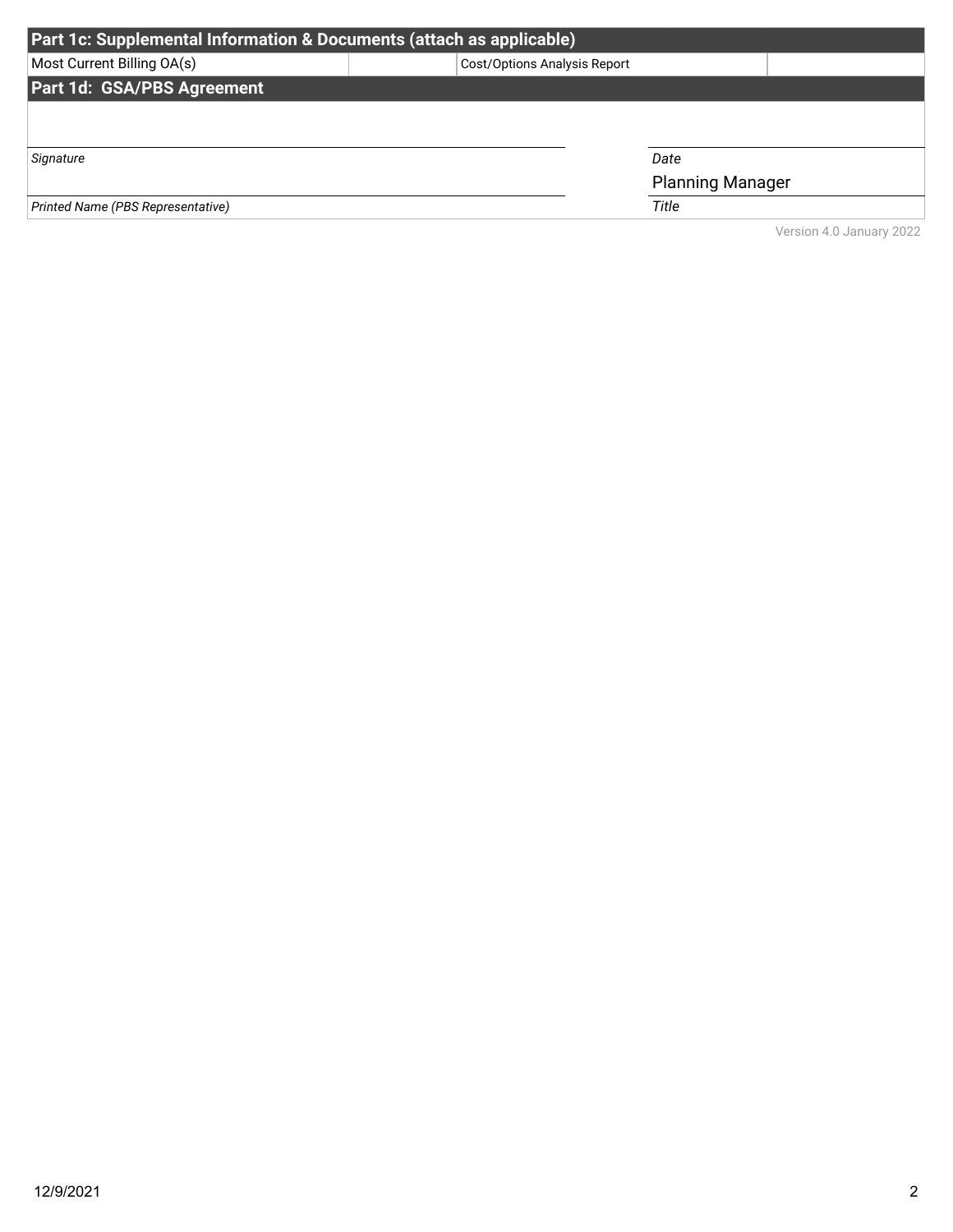## Part 1c: Supplemental Information & Documents (attach as applicable)

| | | | |
|---|---|---|---|
| Most Current Billing OA(s) | | Cost/Options Analysis Report | |

## Part 1d: GSA/PBS Agreement

| | |
|---|---|
| | |
| *Signature* | *Date* |
| | Planning Manager |
| *Printed Name (PBS Representative)* | *Title* |

Version 4.0 January 2022

12/9/2021